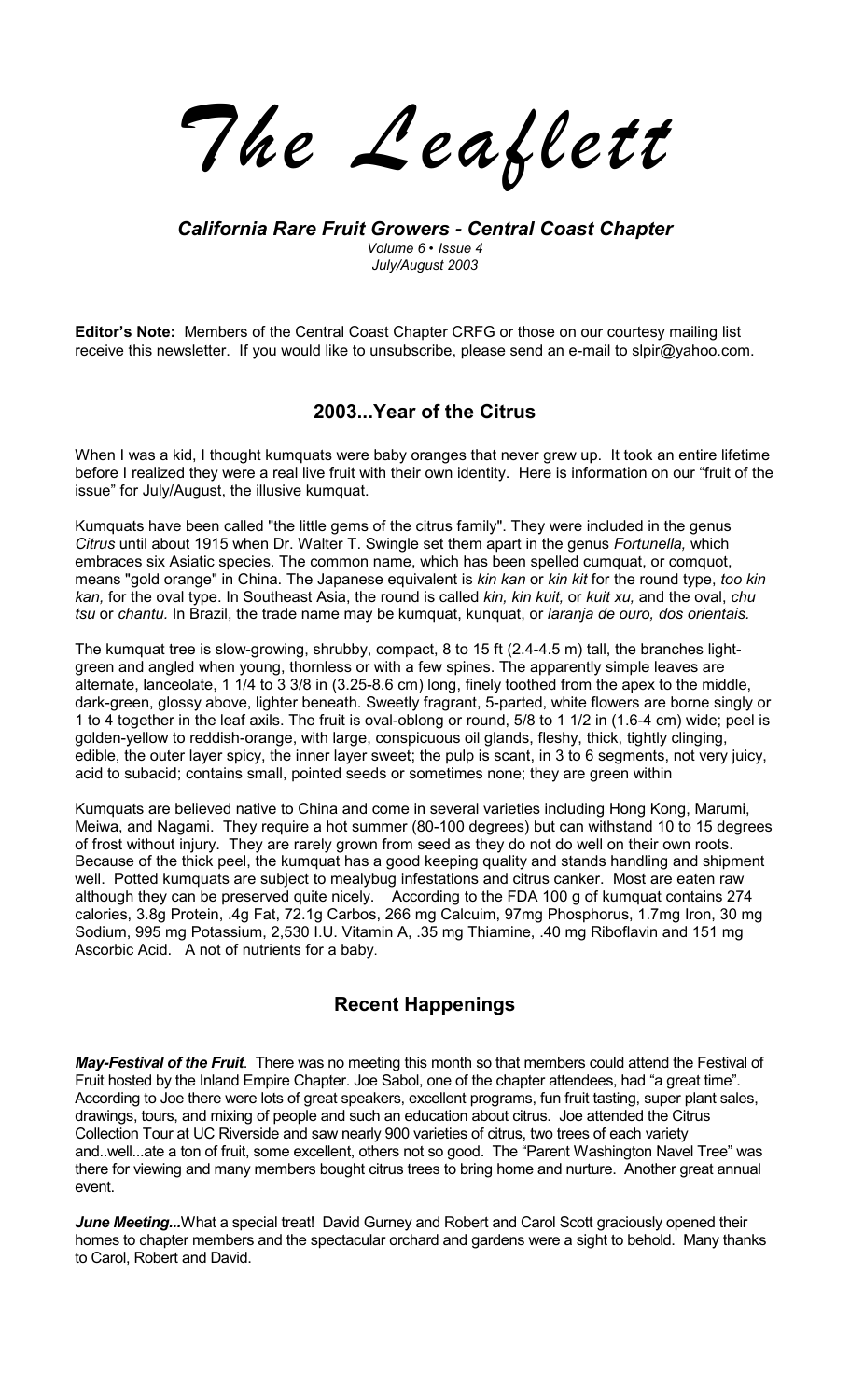# The Leaflett

***California Rare Fruit Growers - Central Coast Chapter***

*Volume 6 • Issue 4*
*July/August 2003*

**Editor's Note:** Members of the Central Coast Chapter CRFG or those on our courtesy mailing list receive this newsletter. If you would like to unsubscribe, please send an e-mail to slpir@yahoo.com.

## 2003...Year of the Citrus

When I was a kid, I thought kumquats were baby oranges that never grew up. It took an entire lifetime before I realized they were a real live fruit with their own identity. Here is information on our "fruit of the issue" for July/August, the illusive kumquat.

Kumquats have been called "the little gems of the citrus family". They were included in the genus *Citrus* until about 1915 when Dr. Walter T. Swingle set them apart in the genus *Fortunella,* which embraces six Asiatic species. The common name, which has been spelled cumquat, or comquot, means "gold orange" in China. The Japanese equivalent is *kin kan* or *kin kit* for the round type, *too kin kan,* for the oval type. In Southeast Asia, the round is called *kin, kin kuit,* or *kuit xu,* and the oval, *chu tsu* or *chantu.* In Brazil, the trade name may be kumquat, kunquat, or *laranja de ouro, dos orientais.*

The kumquat tree is slow-growing, shrubby, compact, 8 to 15 ft (2.4-4.5 m) tall, the branches light-green and angled when young, thornless or with a few spines. The apparently simple leaves are alternate, lanceolate, 1 1/4 to 3 3/8 in (3.25-8.6 cm) long, finely toothed from the apex to the middle, dark-green, glossy above, lighter beneath. Sweetly fragrant, 5-parted, white flowers are borne singly or 1 to 4 together in the leaf axils. The fruit is oval-oblong or round, 5/8 to 1 1/2 in (1.6-4 cm) wide; peel is golden-yellow to reddish-orange, with large, conspicuous oil glands, fleshy, thick, tightly clinging, edible, the outer layer spicy, the inner layer sweet; the pulp is scant, in 3 to 6 segments, not very juicy, acid to subacid; contains small, pointed seeds or sometimes none; they are green within

Kumquats are believed native to China and come in several varieties including Hong Kong, Marumi, Meiwa, and Nagami. They require a hot summer (80-100 degrees) but can withstand 10 to 15 degrees of frost without injury. They are rarely grown from seed as they do not do well on their own roots. Because of the thick peel, the kumquat has a good keeping quality and stands handling and shipment well. Potted kumquats are subject to mealybug infestations and citrus canker. Most are eaten raw although they can be preserved quite nicely. According to the FDA 100 g of kumquat contains 274 calories, 3.8g Protein, .4g Fat, 72.1g Carbos, 266 mg Calcuim, 97mg Phosphorus, 1.7mg Iron, 30 mg Sodium, 995 mg Potassium, 2,530 I.U. Vitamin A, .35 mg Thiamine, .40 mg Riboflavin and 151 mg Ascorbic Acid. A not of nutrients for a baby.

## Recent Happenings

***May-Festival of the Fruit***. There was no meeting this month so that members could attend the Festival of Fruit hosted by the Inland Empire Chapter. Joe Sabol, one of the chapter attendees, had "a great time". According to Joe there were lots of great speakers, excellent programs, fun fruit tasting, super plant sales, drawings, tours, and mixing of people and such an education about citrus. Joe attended the Citrus Collection Tour at UC Riverside and saw nearly 900 varieties of citrus, two trees of each variety and..well...ate a ton of fruit, some excellent, others not so good. The "Parent Washington Navel Tree" was there for viewing and many members bought citrus trees to bring home and nurture. Another great annual event.

***June Meeting...*** What a special treat! David Gurney and Robert and Carol Scott graciously opened their homes to chapter members and the spectacular orchard and gardens were a sight to behold. Many thanks to Carol, Robert and David.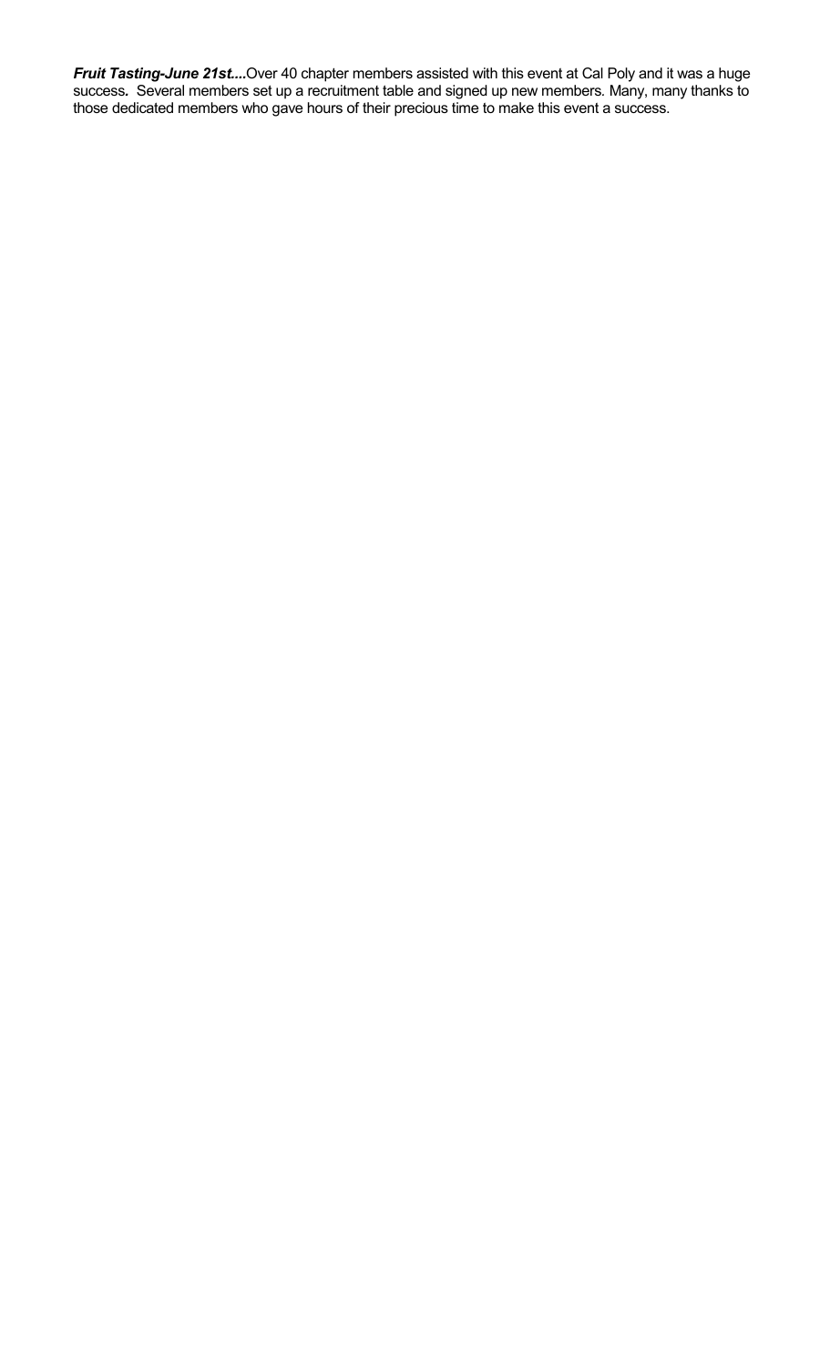***Fruit Tasting-June 21st....***Over 40 chapter members assisted with this event at Cal Poly and it was a huge success**.** Several members set up a recruitment table and signed up new members. Many, many thanks to those dedicated members who gave hours of their precious time to make this event a success.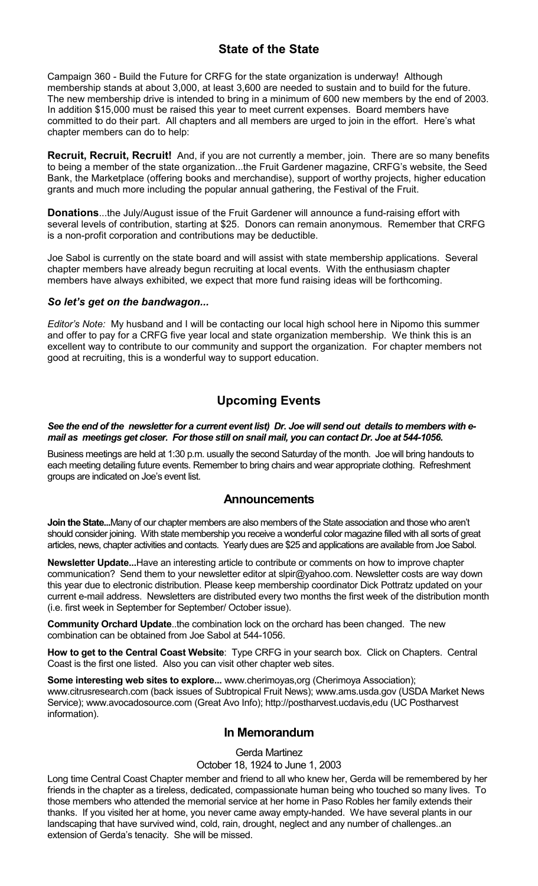## State of the State

Campaign 360 - Build the Future for CRFG for the state organization is underway! Although membership stands at about 3,000, at least 3,600 are needed to sustain and to build for the future. The new membership drive is intended to bring in a minimum of 600 new members by the end of 2003. In addition $15,000 must be raised this year to meet current expenses. Board members have committed to do their part. All chapters and all members are urged to join in the effort. Here's what chapter members can do to help:

**Recruit, Recruit, Recruit!** And, if you are not currently a member, join. There are so many benefits to being a member of the state organization...the Fruit Gardener magazine, CRFG's website, the Seed Bank, the Marketplace (offering books and merchandise), support of worthy projects, higher education grants and much more including the popular annual gathering, the Festival of the Fruit.

**Donations**...the July/August issue of the Fruit Gardener will announce a fund-raising effort with several levels of contribution, starting at $25. Donors can remain anonymous. Remember that CRFG is a non-profit corporation and contributions may be deductible.

Joe Sabol is currently on the state board and will assist with state membership applications. Several chapter members have already begun recruiting at local events. With the enthusiasm chapter members have always exhibited, we expect that more fund raising ideas will be forthcoming.

***So let's get on the bandwagon...***

*Editor's Note:* My husband and I will be contacting our local high school here in Nipomo this summer and offer to pay for a CRFG five year local and state organization membership. We think this is an excellent way to contribute to our community and support the organization. For chapter members not good at recruiting, this is a wonderful way to support education.

## Upcoming Events

***See the end of the newsletter for a current event list) Dr. Joe will send out details to members with e-mail as meetings get closer. For those still on snail mail, you can contact Dr. Joe at 544-1056.***

Business meetings are held at 1:30 p.m. usually the second Saturday of the month. Joe will bring handouts to each meeting detailing future events. Remember to bring chairs and wear appropriate clothing. Refreshment groups are indicated on Joe's event list.

## Announcements

**Join the State...**Many of our chapter members are also members of the State association and those who aren't should consider joining. With state membership you receive a wonderful color magazine filled with all sorts of great articles, news, chapter activities and contacts. Yearly dues are $25 and applications are available from Joe Sabol.

**Newsletter Update...**Have an interesting article to contribute or comments on how to improve chapter communication? Send them to your newsletter editor at slpir@yahoo.com. Newsletter costs are way down this year due to electronic distribution. Please keep membership coordinator Dick Pottratz updated on your current e-mail address. Newsletters are distributed every two months the first week of the distribution month (i.e. first week in September for September/ October issue).

**Community Orchard Update**..the combination lock on the orchard has been changed. The new combination can be obtained from Joe Sabol at 544-1056.

**How to get to the Central Coast Website**: Type CRFG in your search box. Click on Chapters. Central Coast is the first one listed. Also you can visit other chapter web sites.

**Some interesting web sites to explore...** www.cherimoyas,org (Cherimoya Association); www.citrusresearch.com (back issues of Subtropical Fruit News); www.ams.usda.gov (USDA Market News Service); www.avocadosource.com (Great Avo Info); http://postharvest.ucdavis,edu (UC Postharvest information).

## In Memorandum

Gerda Martinez

October 18, 1924 to June 1, 2003

Long time Central Coast Chapter member and friend to all who knew her, Gerda will be remembered by her friends in the chapter as a tireless, dedicated, compassionate human being who touched so many lives. To those members who attended the memorial service at her home in Paso Robles her family extends their thanks. If you visited her at home, you never came away empty-handed. We have several plants in our landscaping that have survived wind, cold, rain, drought, neglect and any number of challenges..an extension of Gerda's tenacity. She will be missed.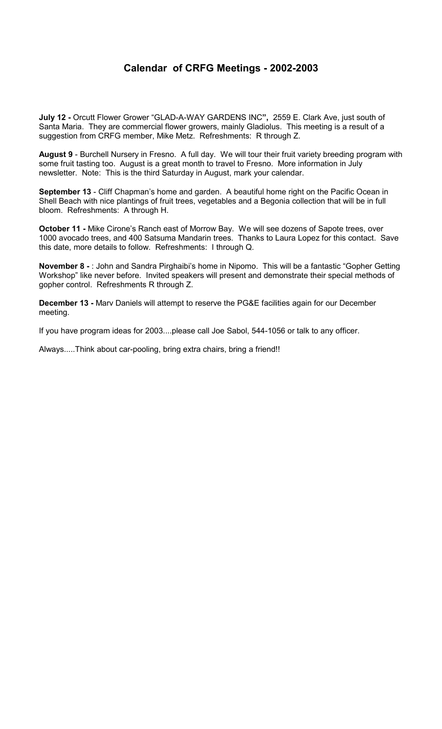## Calendar of CRFG Meetings - 2002-2003

**July 12 -** Orcutt Flower Grower "GLAD-A-WAY GARDENS INC**",** 2559 E. Clark Ave, just south of Santa Maria. They are commercial flower growers, mainly Gladiolus. This meeting is a result of a suggestion from CRFG member, Mike Metz. Refreshments: R through Z.

**August 9** - Burchell Nursery in Fresno. A full day. We will tour their fruit variety breeding program with some fruit tasting too. August is a great month to travel to Fresno. More information in July newsletter. Note: This is the third Saturday in August, mark your calendar.

**September 13** - Cliff Chapman's home and garden. A beautiful home right on the Pacific Ocean in Shell Beach with nice plantings of fruit trees, vegetables and a Begonia collection that will be in full bloom. Refreshments: A through H.

**October 11 -** Mike Cirone's Ranch east of Morrow Bay. We will see dozens of Sapote trees, over 1000 avocado trees, and 400 Satsuma Mandarin trees. Thanks to Laura Lopez for this contact. Save this date, more details to follow. Refreshments: I through Q.

**November 8 -** : John and Sandra Pirghaibi's home in Nipomo. This will be a fantastic "Gopher Getting Workshop" like never before. Invited speakers will present and demonstrate their special methods of gopher control. Refreshments R through Z.

**December 13 -** Marv Daniels will attempt to reserve the PG&E facilities again for our December meeting.

If you have program ideas for 2003....please call Joe Sabol, 544-1056 or talk to any officer.

Always.....Think about car-pooling, bring extra chairs, bring a friend!!